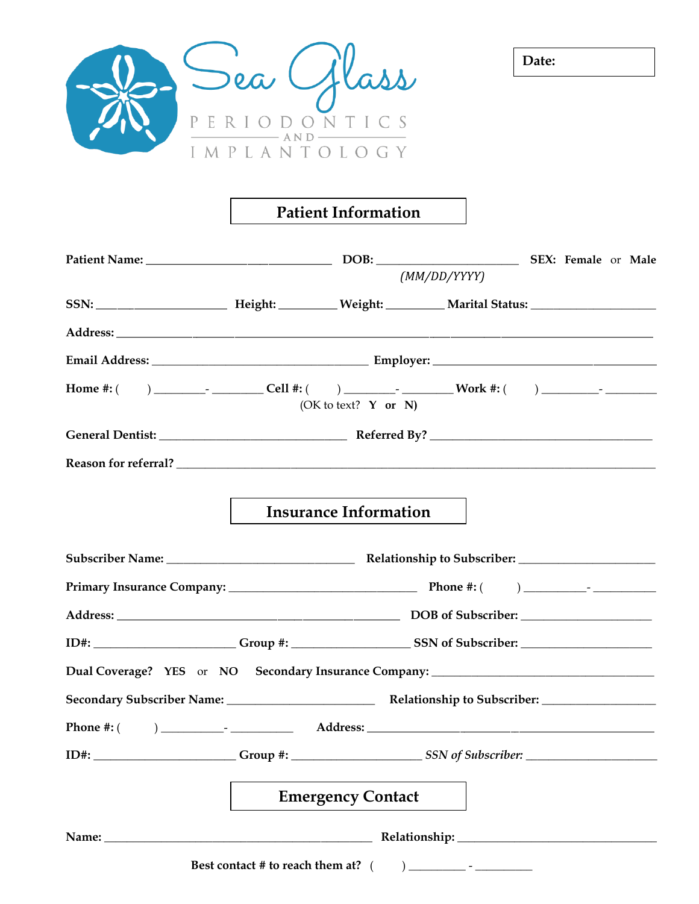Sea Glass

PERIODONTICS AND IMPLANTOLOGY

**Date:**

## Patient Information

**Patient Name:** ______________________________ **DOB:** ______________________ **SEX: Female** or **Male**
*(MM/DD/YYYY)*

**SSN:** ____________________ **Height:** _________ **Weight:** _________ **Marital Status:** ____________________

**Address:** ____________________________________________________________________________________

**Email Address:** __________________________________ **Employer:** __________________________________

**Home #:** (    ) ________- ________ **Cell #:** (    ) ________- ________ **Work #:** (    ) _________- ________
(OK to text? **Y or N)**

**General Dentist:** ______________________________ **Referred By?** ___________________________________

**Reason for referral?** ____________________________________________________________________________

## Insurance Information

**Subscriber Name:** ______________________________ **Relationship to Subscriber:** _____________________

**Primary Insurance Company:** _____________________________ **Phone #:** (    ) _________- __________

**Address:** ___________________________________________ **DOB of Subscriber:** ____________________

**ID#:** ______________________ **Group #:** __________________ **SSN of Subscriber:** ____________________

**Dual Coverage? YES** or **NO Secondary Insurance Company:** _____________________________________

**Secondary Subscriber Name:** _______________________ **Relationship to Subscriber:** __________________

**Phone #:** (    ) _________- __________ **Address:** ____________________________________________

**ID#:** ______________________ **Group #:** ____________________ ***SSN of Subscriber:*** ____________________

## Emergency Contact

**Name:** __________________________________________ **Relationship:** _______________________________

**Best contact # to reach them at?** (    ) _________ - _________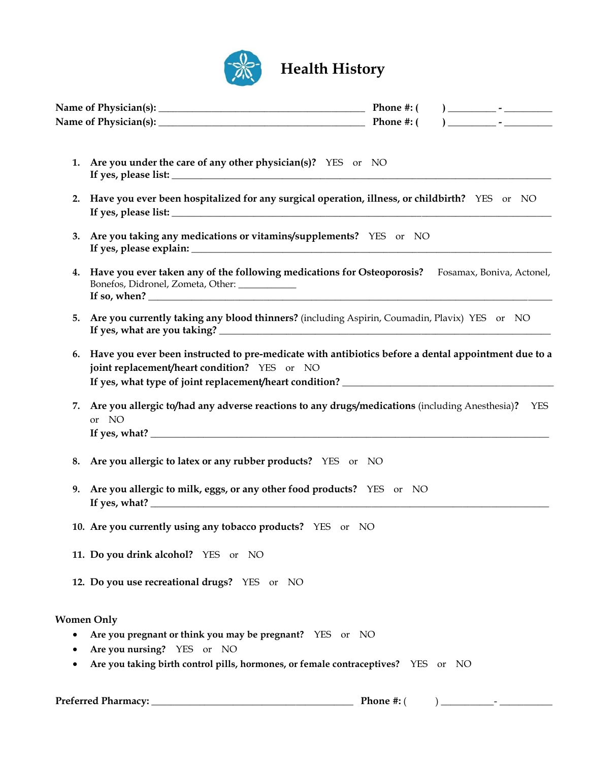# Health History

**Name of Physician(s):** ________________________________________ **Phone #:** ( ) _________ - _________
**Name of Physician(s):** ________________________________________ **Phone #:** ( ) _________ - _________

1. **Are you under the care of any other physician(s)?** YES or NO
   **If yes, please list:** ________________________________________________________________________________

2. **Have you ever been hospitalized for any surgical operation, illness, or childbirth?** YES or NO
   **If yes, please list:** ________________________________________________________________________________

3. **Are you taking any medications or vitamins/supplements?** YES or NO
   **If yes, please explain:** ____________________________________________________________________________

4. **Have you ever taken any of the following medications for Osteoporosis?** Fosamax, Boniva, Actonel, Bonefos, Didronel, Zometa, Other: ___________
   **If so, when?** ______________________________________________________________________________________

5. **Are you currently taking any blood thinners?** (including Aspirin, Coumadin, Plavix) YES or NO
   **If yes, what are you taking?** _______________________________________________________________________

6. **Have you ever been instructed to pre-medicate with antibiotics before a dental appointment due to a joint replacement/heart condition?** YES or NO
   **If yes, what type of joint replacement/heart condition?** ___________________________________________

7. **Are you allergic to/had any adverse reactions to any drugs/medications** (including Anesthesia)**?** YES or NO
   **If yes, what?** _____________________________________________________________________________________

8. **Are you allergic to latex or any rubber products?** YES or NO

9. **Are you allergic to milk, eggs, or any other food products?** YES or NO
   **If yes, what?** _____________________________________________________________________________________

10. **Are you currently using any tobacco products?** YES or NO

11. **Do you drink alcohol?** YES or NO

12. **Do you use recreational drugs?** YES or NO

**Women Only**

- **Are you pregnant or think you may be pregnant?** YES or NO
- **Are you nursing?** YES or NO
- **Are you taking birth control pills, hormones, or female contraceptives?** YES or NO

**Preferred Pharmacy:** ________________________________________ **Phone #:** ( ) __________- __________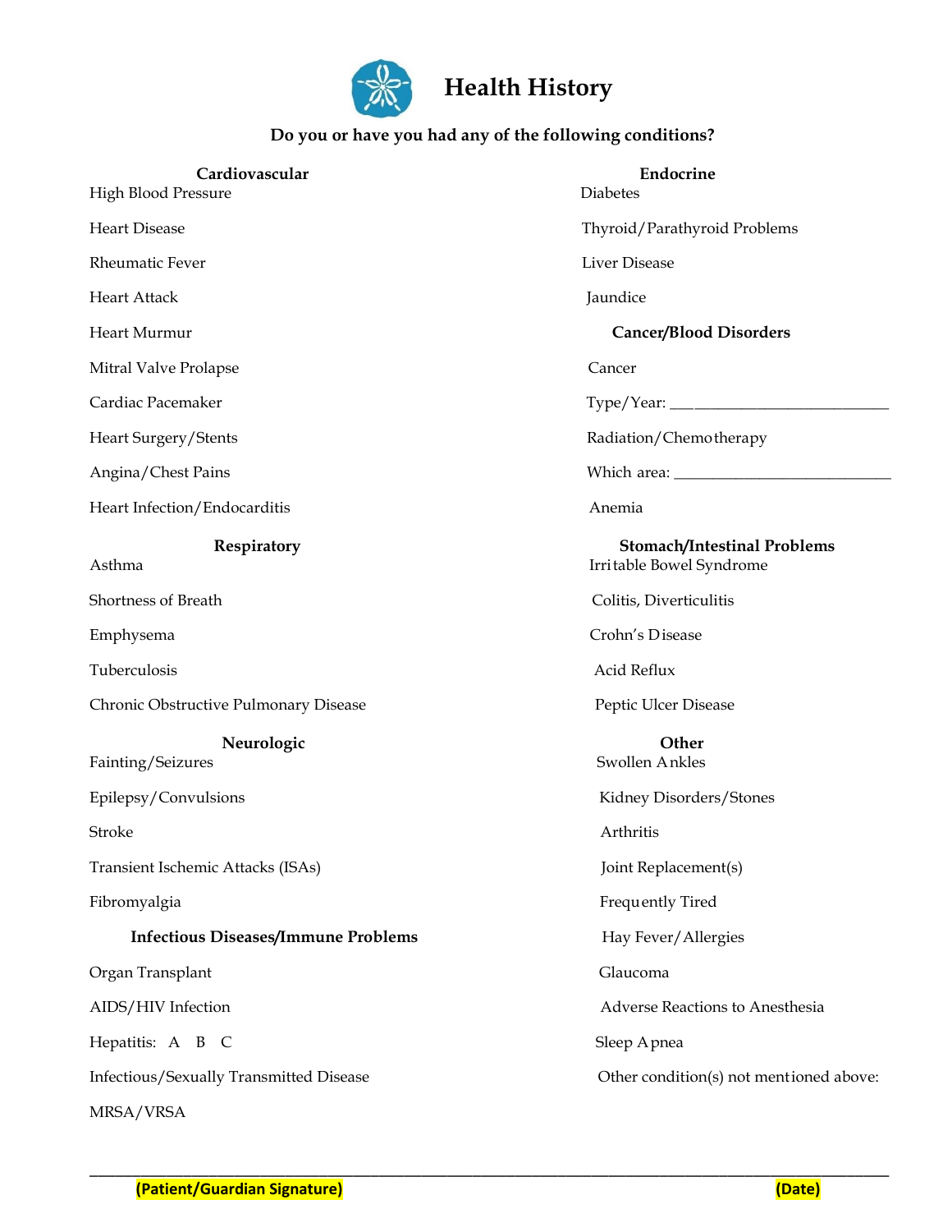# Health History

**Do you or have you had any of the following conditions?**

**Cardiovascular**

High Blood Pressure

Heart Disease

Rheumatic Fever

Heart Attack

Heart Murmur

Mitral Valve Prolapse

Cardiac Pacemaker

Heart Surgery/Stents

Angina/Chest Pains

Heart Infection/Endocarditis

**Respiratory**

Asthma

Shortness of Breath

Emphysema

Tuberculosis

Chronic Obstructive Pulmonary Disease

**Neurologic**

Fainting/Seizures

Epilepsy/Convulsions

Stroke

Transient Ischemic Attacks (ISAs)

Fibromyalgia

**Infectious Diseases/Immune Problems**

Organ Transplant

AIDS/HIV Infection

Hepatitis: A B C

Infectious/Sexually Transmitted Disease

MRSA/VRSA

**Endocrine**

Diabetes

Thyroid/Parathyroid Problems

Liver Disease

Jaundice

**Cancer/Blood Disorders**

Cancer

Type/Year: ___________________________

Radiation/Chemotherapy

Which area: ___________________________

Anemia

**Stomach/Intestinal Problems**

Irritable Bowel Syndrome

Colitis, Diverticulitis

Crohn's Disease

Acid Reflux

Peptic Ulcer Disease

**Other**

Swollen Ankles

Kidney Disorders/Stones

Arthritis

Joint Replacement(s)

Frequently Tired

Hay Fever/Allergies

Glaucoma

Adverse Reactions to Anesthesia

Sleep Apnea

Other condition(s) not mentioned above:

_______________________________________________________________________________

**(Patient/Guardian Signature)** **(Date)**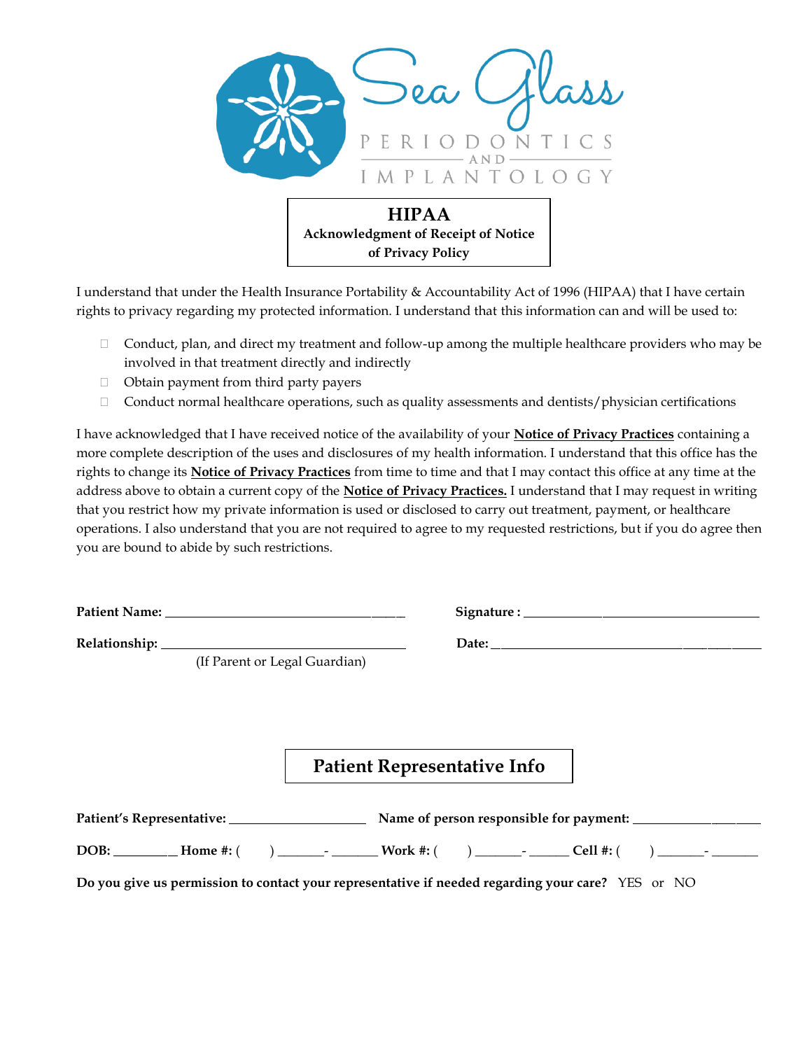Sea Glass

PERIODONTICS AND IMPLANTOLOGY

# HIPAA

**Acknowledgment of Receipt of Notice of Privacy Policy**

I understand that under the Health Insurance Portability & Accountability Act of 1996 (HIPAA) that I have certain rights to privacy regarding my protected information. I understand that this information can and will be used to:

- Conduct, plan, and direct my treatment and follow-up among the multiple healthcare providers who may be involved in that treatment directly and indirectly
- Obtain payment from third party payers
- Conduct normal healthcare operations, such as quality assessments and dentists/physician certifications

I have acknowledged that I have received notice of the availability of your **Notice of Privacy Practices** containing a more complete description of the uses and disclosures of my health information. I understand that this office has the rights to change its **Notice of Privacy Practices** from time to time and that I may contact this office at any time at the address above to obtain a current copy of the **Notice of Privacy Practices.** I understand that I may request in writing that you restrict how my private information is used or disclosed to carry out treatment, payment, or healthcare operations. I also understand that you are not required to agree to my requested restrictions, but if you do agree then you are bound to abide by such restrictions.

**Patient Name:** ___________________________________ **Signature :** ___________________________________

**Relationship:** ___________________________________ **Date:** ___________________________________
(If Parent or Legal Guardian)

## Patient Representative Info

**Patient's Representative:** ____________________ **Name of person responsible for payment:** ____________________

**DOB:** _________ **Home #:** (    ) _______- _______ **Work #:** (    ) _______- ______ **Cell #:** (    ) _______- _______

**Do you give us permission to contact your representative if needed regarding your care?** YES or NO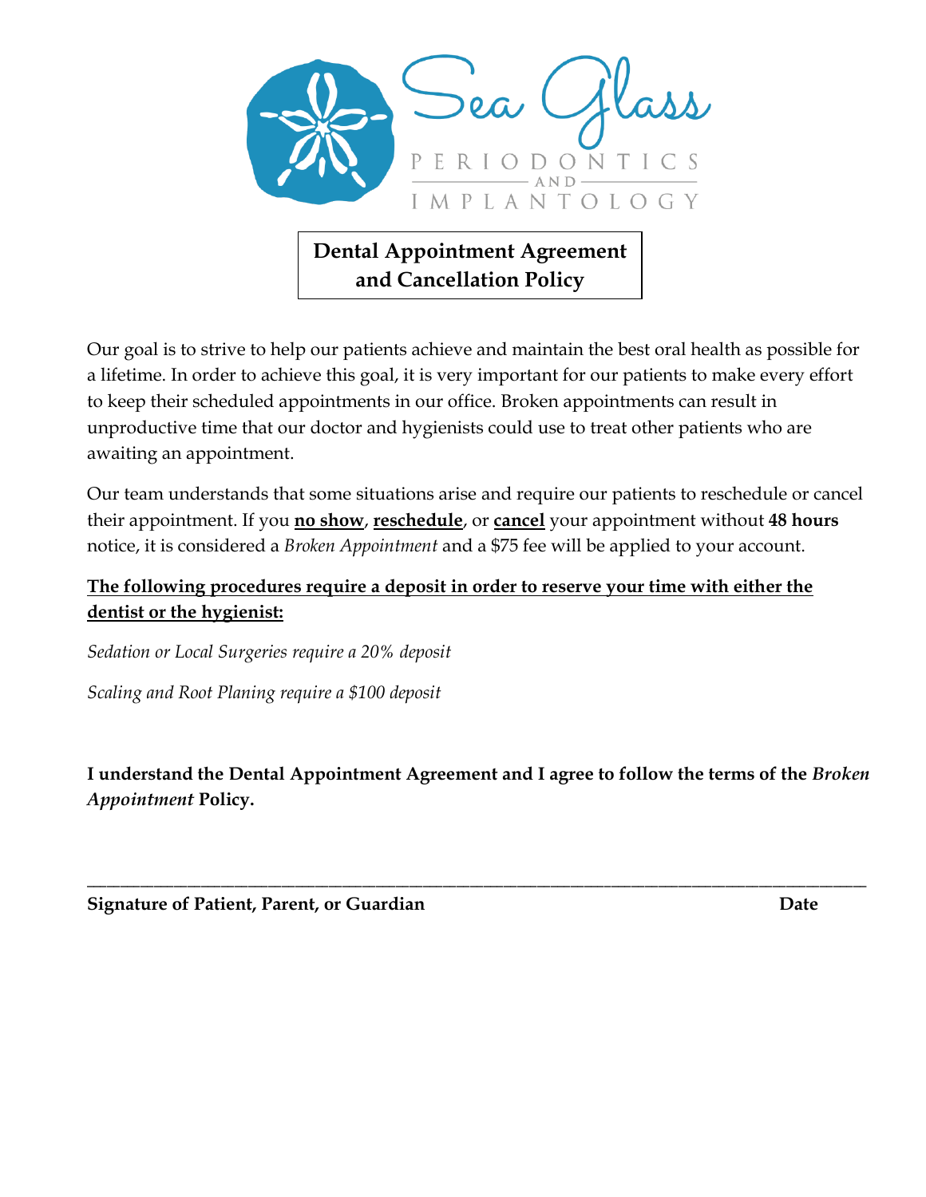Sea Glass

PERIODONTICS AND IMPLANTOLOGY

# Dental Appointment Agreement and Cancellation Policy

Our goal is to strive to help our patients achieve and maintain the best oral health as possible for a lifetime. In order to achieve this goal, it is very important for our patients to make every effort to keep their scheduled appointments in our office. Broken appointments can result in unproductive time that our doctor and hygienists could use to treat other patients who are awaiting an appointment.

Our team understands that some situations arise and require our patients to reschedule or cancel their appointment. If you **no show**, **reschedule**, or **cancel** your appointment without **48 hours** notice, it is considered a *Broken Appointment* and a $75 fee will be applied to your account.

**The following procedures require a deposit in order to reserve your time with either the dentist or the hygienist:**

*Sedation or Local Surgeries require a 20% deposit*

*Scaling and Root Planing require a $100 deposit*

**I understand the Dental Appointment Agreement and I agree to follow the terms of the *Broken Appointment* Policy.**

\_\_\_\_\_\_\_\_\_\_\_\_\_\_\_\_\_\_\_\_\_\_\_\_\_\_\_\_\_\_\_\_\_\_\_\_\_\_\_\_\_\_\_\_\_\_\_\_\_\_\_\_\_\_\_\_\_\_\_\_\_\_\_\_\_\_\_\_\_\_\_\_\_\_\_\_

**Signature of Patient, Parent, or Guardian** **Date**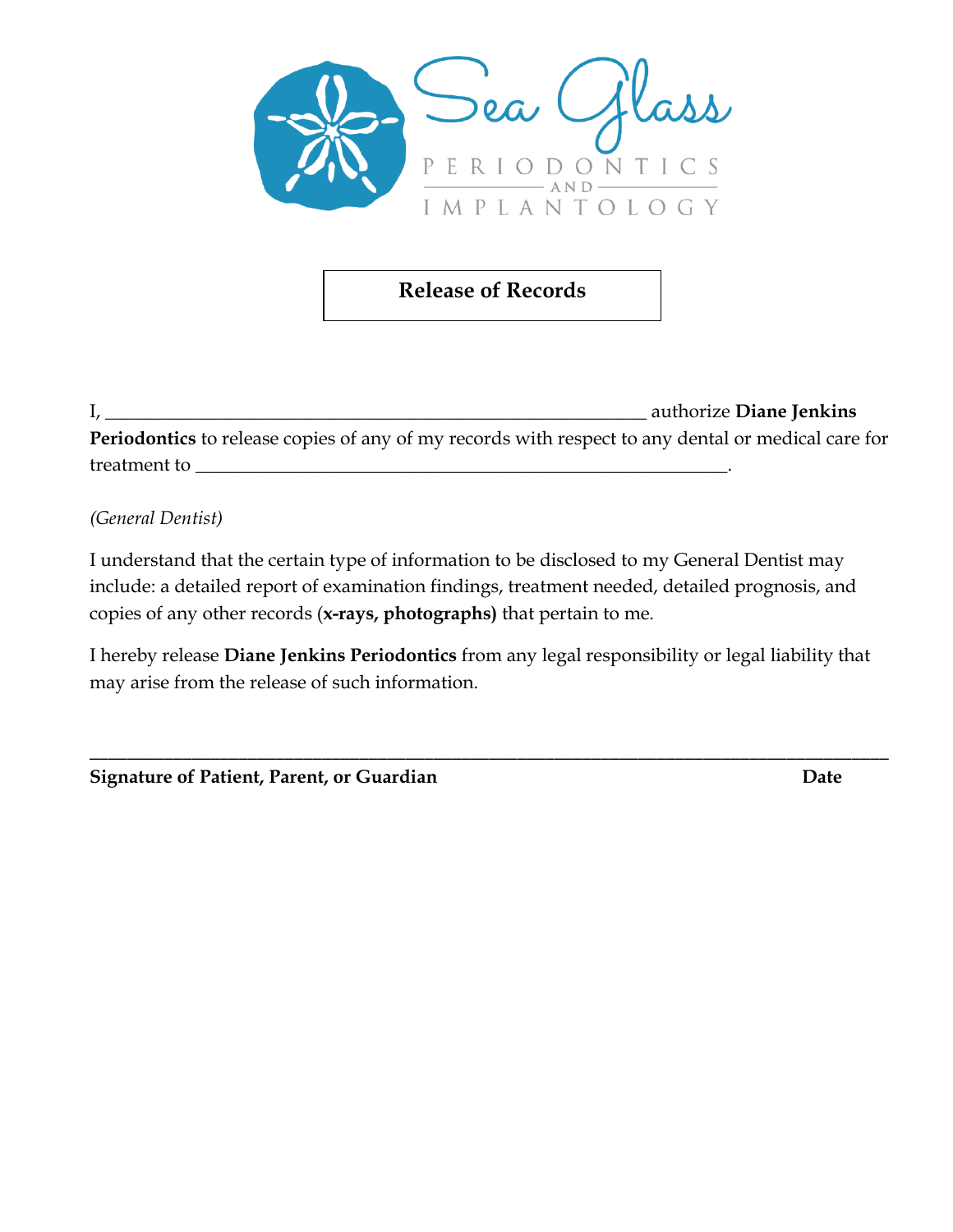Sea Glass

PERIODONTICS AND IMPLANTOLOGY

# Release of Records

I, ____________________________________________________________ authorize **Diane Jenkins Periodontics** to release copies of any of my records with respect to any dental or medical care for treatment to ____________________________________________________________.

*(General Dentist)*

I understand that the certain type of information to be disclosed to my General Dentist may include: a detailed report of examination findings, treatment needed, detailed prognosis, and copies of any other records (**x-rays, photographs)** that pertain to me.

I hereby release **Diane Jenkins Periodontics** from any legal responsibility or legal liability that may arise from the release of such information.

_______________________________________________________________________________________

**Signature of Patient, Parent, or Guardian** **Date**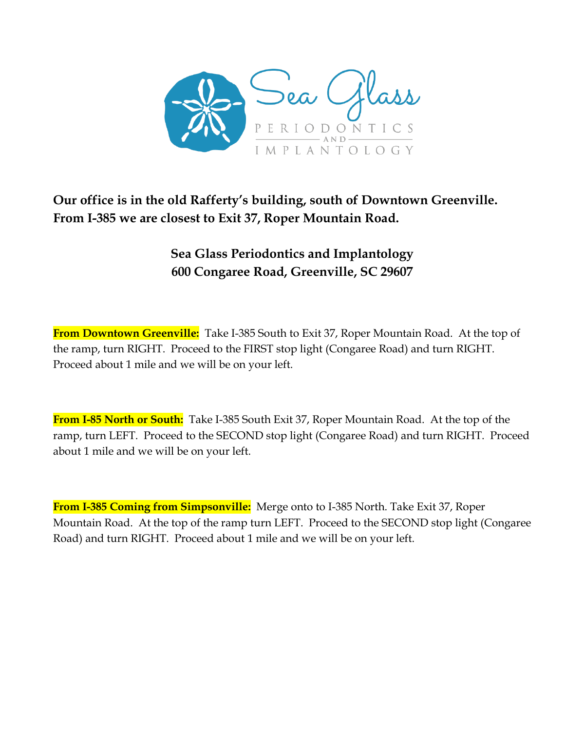Sea Glass

PERIODONTICS AND IMPLANTOLOGY

**Our office is in the old Rafferty's building, south of Downtown Greenville. From I-385 we are closest to Exit 37, Roper Mountain Road.**

**Sea Glass Periodontics and Implantology**
**600 Congaree Road, Greenville, SC 29607**

**From Downtown Greenville:** Take I-385 South to Exit 37, Roper Mountain Road. At the top of the ramp, turn RIGHT. Proceed to the FIRST stop light (Congaree Road) and turn RIGHT. Proceed about 1 mile and we will be on your left.

**From I-85 North or South:** Take I-385 South Exit 37, Roper Mountain Road. At the top of the ramp, turn LEFT. Proceed to the SECOND stop light (Congaree Road) and turn RIGHT. Proceed about 1 mile and we will be on your left.

**From I-385 Coming from Simpsonville:** Merge onto to I-385 North. Take Exit 37, Roper Mountain Road. At the top of the ramp turn LEFT. Proceed to the SECOND stop light (Congaree Road) and turn RIGHT. Proceed about 1 mile and we will be on your left.